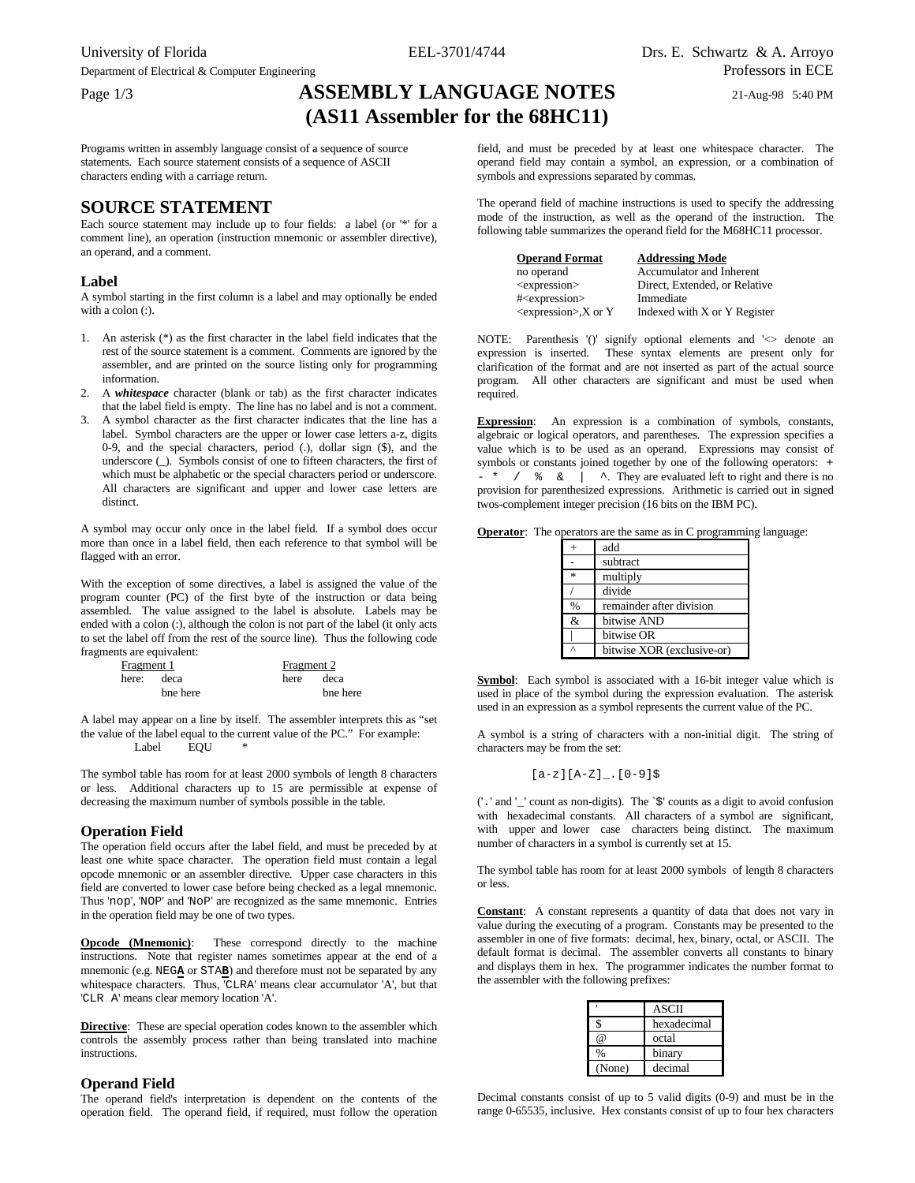University of Florida — EEL-3701/4744 — Drs. E. Schwartz & A. Arroyo
Department of Electrical & Computer Engineering — Professors in ECE

# ASSEMBLY LANGUAGE NOTES (AS11 Assembler for the 68HC11)

21-Aug-98 5:40 PM

Programs written in assembly language consist of a sequence of source statements. Each source statement consists of a sequence of ASCII characters ending with a carriage return.

## SOURCE STATEMENT

Each source statement may include up to four fields: a label (or '*' for a comment line), an operation (instruction mnemonic or assembler directive), an operand, and a comment.

### Label

A symbol starting in the first column is a label and may optionally be ended with a colon (:).

1. An asterisk (*) as the first character in the label field indicates that the rest of the source statement is a comment. Comments are ignored by the assembler, and are printed on the source listing only for programming information.
2. A ***whitespace*** character (blank or tab) as the first character indicates that the label field is empty. The line has no label and is not a comment.
3. A symbol character as the first character indicates that the line has a label. Symbol characters are the upper or lower case letters a-z, digits 0-9, and the special characters, period (.), dollar sign ($), and the underscore (_). Symbols consist of one to fifteen characters, the first of which must be alphabetic or the special characters period or underscore. All characters are significant and upper and lower case letters are distinct.

A symbol may occur only once in the label field. If a symbol does occur more than once in a label field, then each reference to that symbol will be flagged with an error.

With the exception of some directives, a label is assigned the value of the program counter (PC) of the first byte of the instruction or data being assembled. The value assigned to the label is absolute. Labels may be ended with a colon (:), although the colon is not part of the label (it only acts to set the label off from the rest of the source line). Thus the following code fragments are equivalent:

| Fragment 1 | Fragment 2 |
|---|---|
| here: deca | here deca |
| bne here | bne here |

A label may appear on a line by itself. The assembler interprets this as "set the value of the label equal to the current value of the PC." For example:

```
Label    EQU    *
```

The symbol table has room for at least 2000 symbols of length 8 characters or less. Additional characters up to 15 are permissible at expense of decreasing the maximum number of symbols possible in the table.

### Operation Field

The operation field occurs after the label field, and must be preceded by at least one white space character. The operation field must contain a legal opcode mnemonic or an assembler directive. Upper case characters in this field are converted to lower case before being checked as a legal mnemonic. Thus 'nop', 'NOP' and 'NoP' are recognized as the same mnemonic. Entries in the operation field may be one of two types.

**Opcode (Mnemonic)**: These correspond directly to the machine instructions. Note that register names sometimes appear at the end of a mnemonic (e.g. NEG**A** or STA**B**) and therefore must not be separated by any whitespace characters. Thus, 'CLRA' means clear accumulator 'A', but that 'CLR A' means clear memory location 'A'.

**Directive**: These are special operation codes known to the assembler which controls the assembly process rather than being translated into machine instructions.

### Operand Field

The operand field's interpretation is dependent on the contents of the operation field. The operand field, if required, must follow the operation field, and must be preceded by at least one whitespace character. The operand field may contain a symbol, an expression, or a combination of symbols and expressions separated by commas.

The operand field of machine instructions is used to specify the addressing mode of the instruction, as well as the operand of the instruction. The following table summarizes the operand field for the M68HC11 processor.

| Operand Format | Addressing Mode |
|---|---|
| no operand | Accumulator and Inherent |
| <expression> | Direct, Extended, or Relative |
| #<expression> | Immediate |
| <expression>,X or Y | Indexed with X or Y Register |

NOTE: Parenthesis '()' signify optional elements and '<> denote an expression is inserted. These syntax elements are present only for clarification of the format and are not inserted as part of the actual source program. All other characters are significant and must be used when required.

**Expression**: An expression is a combination of symbols, constants, algebraic or logical operators, and parentheses. The expression specifies a value which is to be used as an operand. Expressions may consist of symbols or constants joined together by one of the following operators: + - * / % & | ^. They are evaluated left to right and there is no provision for parenthesized expressions. Arithmetic is carried out in signed twos-complement integer precision (16 bits on the IBM PC).

**Operator**: The operators are the same as in C programming language:

| Operator | Meaning |
|---|---|
| + | add |
| - | subtract |
| * | multiply |
| / | divide |
| % | remainder after division |
| & | bitwise AND |
| \| | bitwise OR |
| ^ | bitwise XOR (exclusive-or) |

**Symbol**: Each symbol is associated with a 16-bit integer value which is used in place of the symbol during the expression evaluation. The asterisk used in an expression as a symbol represents the current value of the PC.

A symbol is a string of characters with a non-initial digit. The string of characters may be from the set:

```
[a-z][A-Z]_.[0-9]$
```

('.' and '_' count as non-digits). The `$' counts as a digit to avoid confusion with hexadecimal constants. All characters of a symbol are significant, with upper and lower case characters being distinct. The maximum number of characters in a symbol is currently set at 15.

The symbol table has room for at least 2000 symbols of length 8 characters or less.

**Constant**: A constant represents a quantity of data that does not vary in value during the executing of a program. Constants may be presented to the assembler in one of five formats: decimal, hex, binary, octal, or ASCII. The default format is decimal. The assembler converts all constants to binary and displays them in hex. The programmer indicates the number format to the assembler with the following prefixes:

| Prefix | Format |
|---|---|
| ' | ASCII |
| $ | hexadecimal |
| @ | octal |
| % | binary |
| (None) | decimal |

Decimal constants consist of up to 5 valid digits (0-9) and must be in the range 0-65535, inclusive. Hex constants consist of up to four hex characters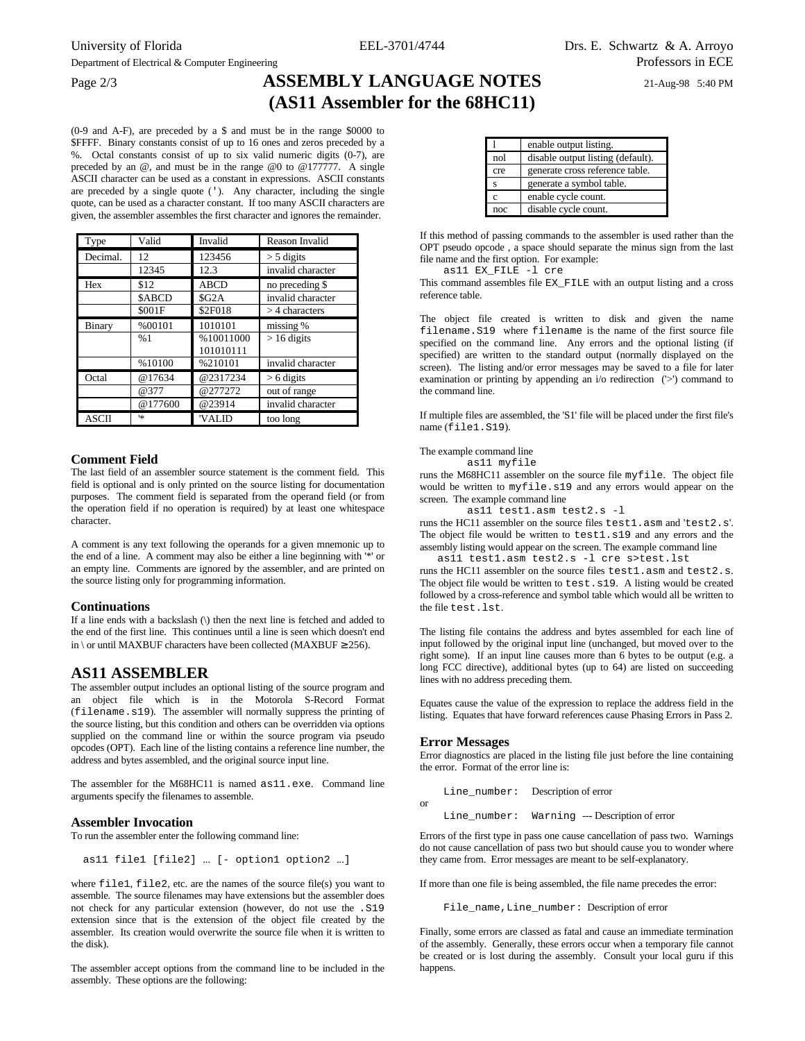(0-9 and A-F), are preceded by a $ and must be in the range $0000 to $FFFF. Binary constants consist of up to 16 ones and zeros preceded by a %. Octal constants consist of up to six valid numeric digits (0-7), are preceded by an @, and must be in the range @0 to @177777. A single ASCII character can be used as a constant in expressions. ASCII constants are preceded by a single quote ('). Any character, including the single quote, can be used as a character constant. If too many ASCII characters are given, the assembler assembles the first character and ignores the remainder.

| Type | Valid | Invalid | Reason Invalid |
|---|---|---|---|
| Decimal. | 12 | 123456 | > 5 digits |
| | 12345 | 12.3 | invalid character |
| Hex | $12 | ABCD | no preceding $ |
| | $ABCD | $G2A | invalid character |
| | $001F | $2F018 | > 4 characters |
| Binary | %00101 | 1010101 | missing % |
| | %1 | %10011000 101010111 | > 16 digits |
| | %10100 | %210101 | invalid character |
| Octal | @17634 | @2317234 | > 6 digits |
| | @377 | @277272 | out of range |
| | @177600 | @23914 | invalid character |
| ASCII | '* | 'VALID | too long |

### Comment Field

The last field of an assembler source statement is the comment field. This field is optional and is only printed on the source listing for documentation purposes. The comment field is separated from the operand field (or from the operation field if no operation is required) by at least one whitespace character.

A comment is any text following the operands for a given mnemonic up to the end of a line. A comment may also be either a line beginning with '*' or an empty line. Comments are ignored by the assembler, and are printed on the source listing only for programming information.

### Continuations

If a line ends with a backslash (\) then the next line is fetched and added to the end of the first line. This continues until a line is seen which doesn't end in \ or until MAXBUF characters have been collected (MAXBUF ≥256).

## AS11 ASSEMBLER

The assembler output includes an optional listing of the source program and an object file which is in the Motorola S-Record Format (`filename.s19`). The assembler will normally suppress the printing of the source listing, but this condition and others can be overridden via options supplied on the command line or within the source program via pseudo opcodes (OPT). Each line of the listing contains a reference line number, the address and bytes assembled, and the original source input line.

The assembler for the M68HC11 is named `as11.exe`. Command line arguments specify the filenames to assemble.

### Assembler Invocation

To run the assembler enter the following command line:

```
as11 file1 [file2] … [- option1 option2 …]
```

where `file1`, `file2`, etc. are the names of the source file(s) you want to assemble. The source filenames may have extensions but the assembler does not check for any particular extension (however, do not use the `.S19` extension since that is the extension of the object file created by the assembler. Its creation would overwrite the source file when it is written to the disk).

The assembler accept options from the command line to be included in the assembly. These options are the following:

| | |
|---|---|
| l | enable output listing. |
| nol | disable output listing (default). |
| cre | generate cross reference table. |
| s | generate a symbol table. |
| c | enable cycle count. |
| noc | disable cycle count. |

If this method of passing commands to the assembler is used rather than the OPT pseudo opcode , a space should separate the minus sign from the last file name and the first option. For example:

```
as11 EX_FILE -l cre
```

This command assembles file `EX_FILE` with an output listing and a cross reference table.

The object file created is written to disk and given the name `filename.S19` where `filename` is the name of the first source file specified on the command line. Any errors and the optional listing (if specified) are written to the standard output (normally displayed on the screen). The listing and/or error messages may be saved to a file for later examination or printing by appending an i/o redirection ('>') command to the command line.

If multiple files are assembled, the 'S1' file will be placed under the first file's name (`file1.S19`).

The example command line

```
as11 myfile
```

runs the M68HC11 assembler on the source file `myfile`. The object file would be written to `myfile.s19` and any errors would appear on the screen. The example command line

```
as11 test1.asm test2.s -l
```

runs the HC11 assembler on the source files `test1.asm` and '`test2.s`'. The object file would be written to `test1.s19` and any errors and the assembly listing would appear on the screen. The example command line

```
as11 test1.asm test2.s -l cre s>test.lst
```

runs the HC11 assembler on the source files `test1.asm` and `test2.s`. The object file would be written to `test.s19`. A listing would be created followed by a cross-reference and symbol table which would all be written to the file `test.lst`.

The listing file contains the address and bytes assembled for each line of input followed by the original input line (unchanged, but moved over to the right some). If an input line causes more than 6 bytes to be output (e.g. a long FCC directive), additional bytes (up to 64) are listed on succeeding lines with no address preceding them.

Equates cause the value of the expression to replace the address field in the listing. Equates that have forward references cause Phasing Errors in Pass 2.

### Error Messages

Error diagnostics are placed in the listing file just before the line containing the error. Format of the error line is:

`Line_number:` Description of error

or

`Line_number: Warning` --- Description of error

Errors of the first type in pass one cause cancellation of pass two. Warnings do not cause cancellation of pass two but should cause you to wonder where they came from. Error messages are meant to be self-explanatory.

If more than one file is being assembled, the file name precedes the error:

`File_name,Line_number:` Description of error

Finally, some errors are classed as fatal and cause an immediate termination of the assembly. Generally, these errors occur when a temporary file cannot be created or is lost during the assembly. Consult your local guru if this happens.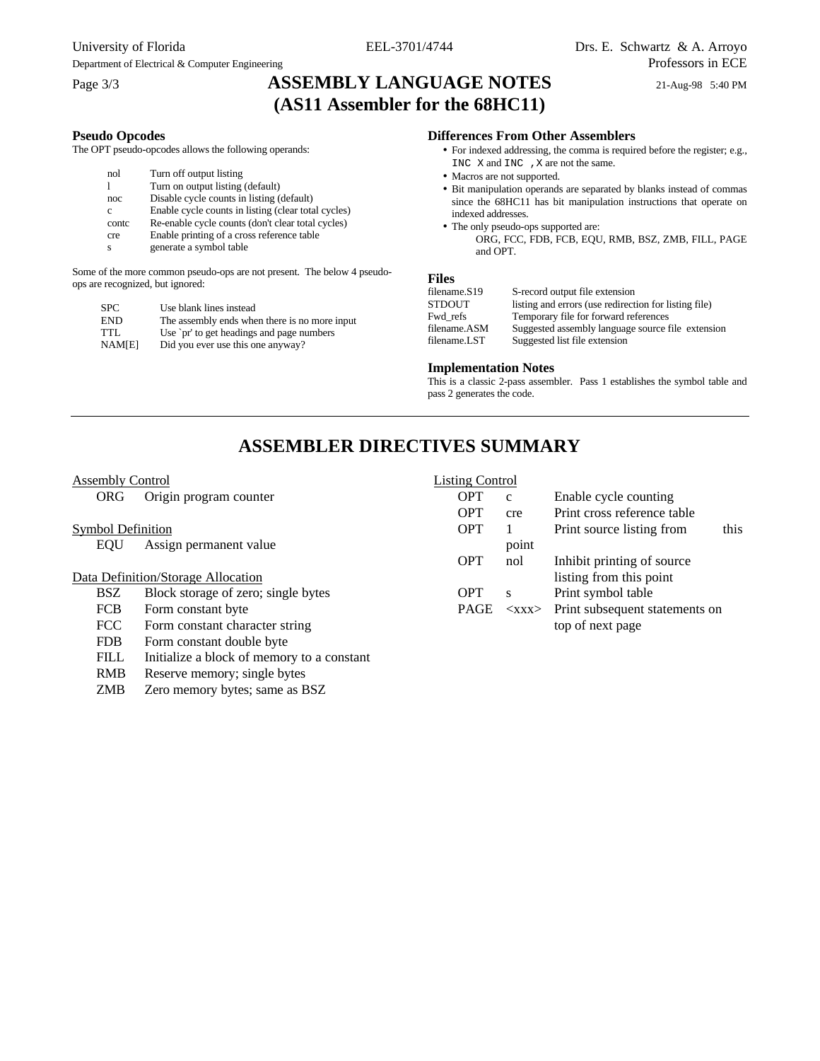# ASSEMBLY LANGUAGE NOTES (AS11 Assembler for the 68HC11)

### Pseudo Opcodes

The OPT pseudo-opcodes allows the following operands:

| | |
|---|---|
| nol | Turn off output listing |
| l | Turn on output listing (default) |
| noc | Disable cycle counts in listing (default) |
| c | Enable cycle counts in listing (clear total cycles) |
| contc | Re-enable cycle counts (don't clear total cycles) |
| cre | Enable printing of a cross reference table |
| s | generate a symbol table |

Some of the more common pseudo-ops are not present. The below 4 pseudo-ops are recognized, but ignored:

| | |
|---|---|
| SPC | Use blank lines instead |
| END | The assembly ends when there is no more input |
| TTL | Use `pr' to get headings and page numbers |
| NAM[E] | Did you ever use this one anyway? |

### Differences From Other Assemblers

- For indexed addressing, the comma is required before the register; e.g., `INC X` and `INC ,X` are not the same.
- Macros are not supported.
- Bit manipulation operands are separated by blanks instead of commas since the 68HC11 has bit manipulation instructions that operate on indexed addresses.
- The only pseudo-ops supported are:
  ORG, FCC, FDB, FCB, EQU, RMB, BSZ, ZMB, FILL, PAGE and OPT.

### Files

| | |
|---|---|
| filename.S19 | S-record output file extension |
| STDOUT | listing and errors (use redirection for listing file) |
| Fwd_refs | Temporary file for forward references |
| filename.ASM | Suggested assembly language source file extension |
| filename.LST | Suggested list file extension |

### Implementation Notes

This is a classic 2-pass assembler. Pass 1 establishes the symbol table and pass 2 generates the code.

## ASSEMBLER DIRECTIVES SUMMARY

Assembly Control

| | |
|---|---|
| ORG | Origin program counter |

Symbol Definition

| | |
|---|---|
| EQU | Assign permanent value |

Data Definition/Storage Allocation

| | |
|---|---|
| BSZ | Block storage of zero; single bytes |
| FCB | Form constant byte |
| FCC | Form constant character string |
| FDB | Form constant double byte |
| FILL | Initialize a block of memory to a constant |
| RMB | Reserve memory; single bytes |
| ZMB | Zero memory bytes; same as BSZ |

Listing Control

| | | |
|---|---|---|
| OPT | c | Enable cycle counting |
| OPT | cre | Print cross reference table |
| OPT | 1 | Print source listing from this point |
| OPT | nol | Inhibit printing of source listing from this point |
| OPT | s | Print symbol table |
| PAGE | <xxx> | Print subsequent statements on top of next page |